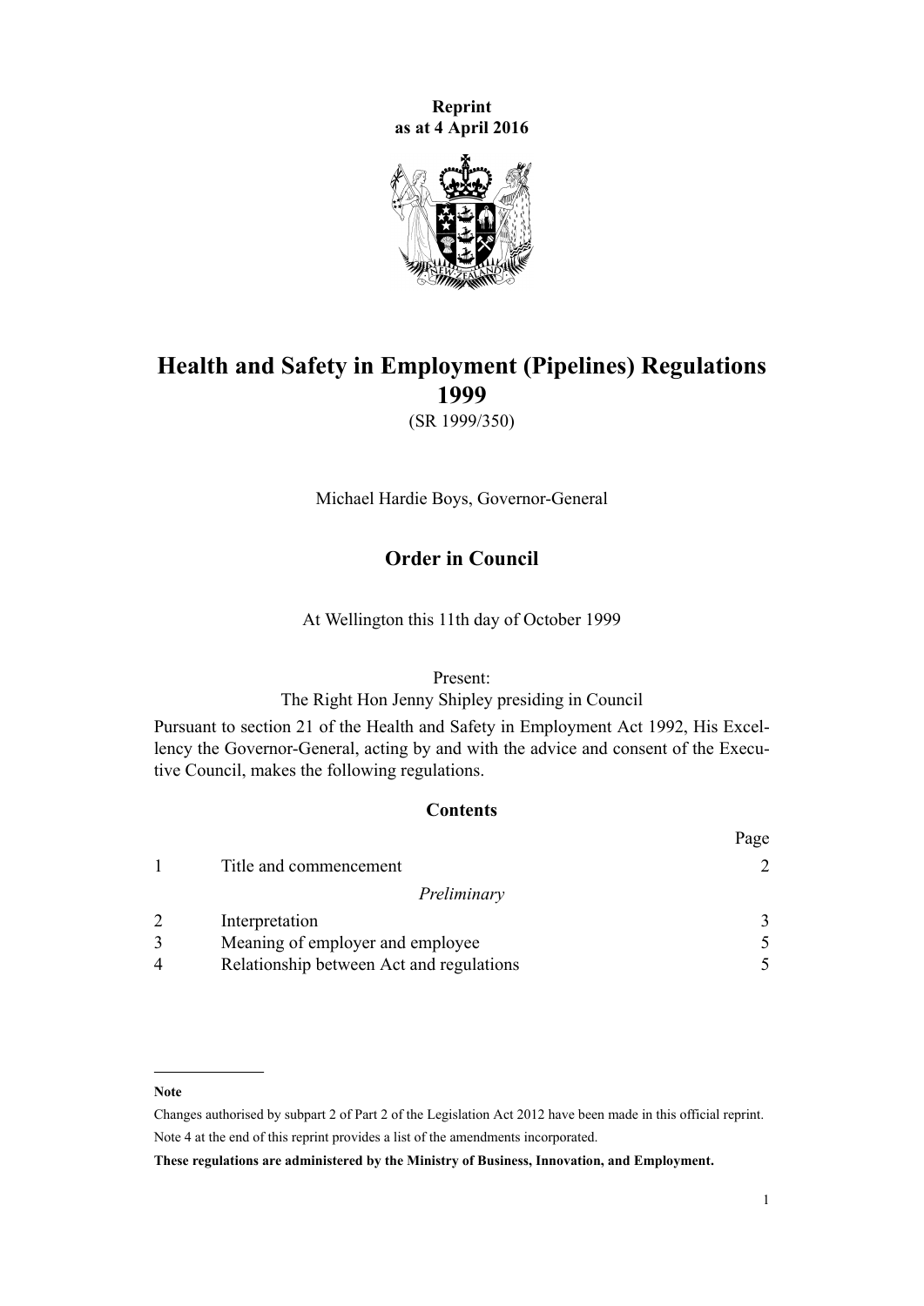**Reprint as at 4 April 2016**

# Health and Safety in Employment (Pipelines) Regulations 1999

(SR 1999/350)

Michael Hardie Boys, Governor-General

## Order in Council

At Wellington this 11th day of October 1999

Present:
The Right Hon Jenny Shipley presiding in Council

Pursuant to section 21 of the Health and Safety in Employment Act 1992, His Excellency the Governor-General, acting by and with the advice and consent of the Executive Council, makes the following regulations.

### Contents

| | | Page |
|---|---|---|
| 1 | Title and commencement | 2 |
| | *Preliminary* | |
| 2 | Interpretation | 3 |
| 3 | Meaning of employer and employee | 5 |
| 4 | Relationship between Act and regulations | 5 |

---

**Note**

Changes authorised by subpart 2 of Part 2 of the Legislation Act 2012 have been made in this official reprint.
Note 4 at the end of this reprint provides a list of the amendments incorporated.

**These regulations are administered by the Ministry of Business, Innovation, and Employment.**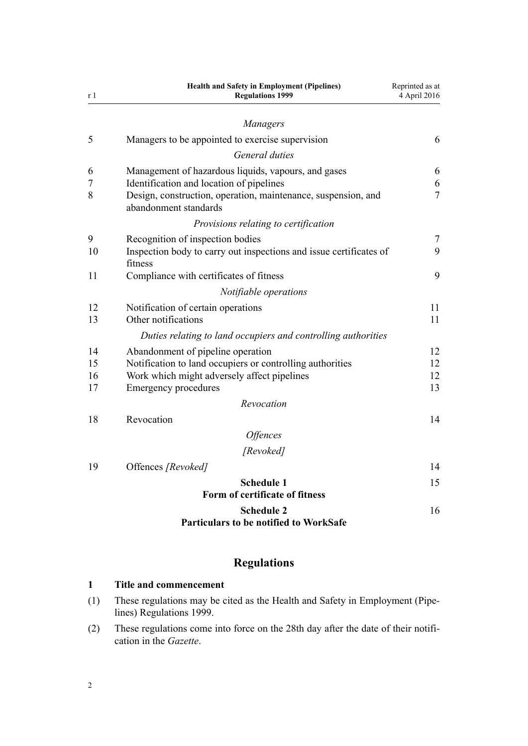*Managers*

| | | |
|---|---|---|
| 5 | Managers to be appointed to exercise supervision | 6 |

*General duties*

| | | |
|---|---|---|
| 6 | Management of hazardous liquids, vapours, and gases | 6 |
| 7 | Identification and location of pipelines | 6 |
| 8 | Design, construction, operation, maintenance, suspension, and abandonment standards | 7 |

*Provisions relating to certification*

| | | |
|---|---|---|
| 9 | Recognition of inspection bodies | 7 |
| 10 | Inspection body to carry out inspections and issue certificates of fitness | 9 |
| 11 | Compliance with certificates of fitness | 9 |

*Notifiable operations*

| | | |
|---|---|---|
| 12 | Notification of certain operations | 11 |
| 13 | Other notifications | 11 |

*Duties relating to land occupiers and controlling authorities*

| | | |
|---|---|---|
| 14 | Abandonment of pipeline operation | 12 |
| 15 | Notification to land occupiers or controlling authorities | 12 |
| 16 | Work which might adversely affect pipelines | 12 |
| 17 | Emergency procedures | 13 |

*Revocation*

| | | |
|---|---|---|
| 18 | Revocation | 14 |

*Offences*

*[Revoked]*

| | | |
|---|---|---|
| 19 | Offences *[Revoked]* | 14 |

**Schedule 1** — 15
**Form of certificate of fitness**

**Schedule 2** — 16
**Particulars to be notified to WorkSafe**

## Regulations

### 1 Title and commencement

(1) These regulations may be cited as the Health and Safety in Employment (Pipelines) Regulations 1999.

(2) These regulations come into force on the 28th day after the date of their notification in the *Gazette*.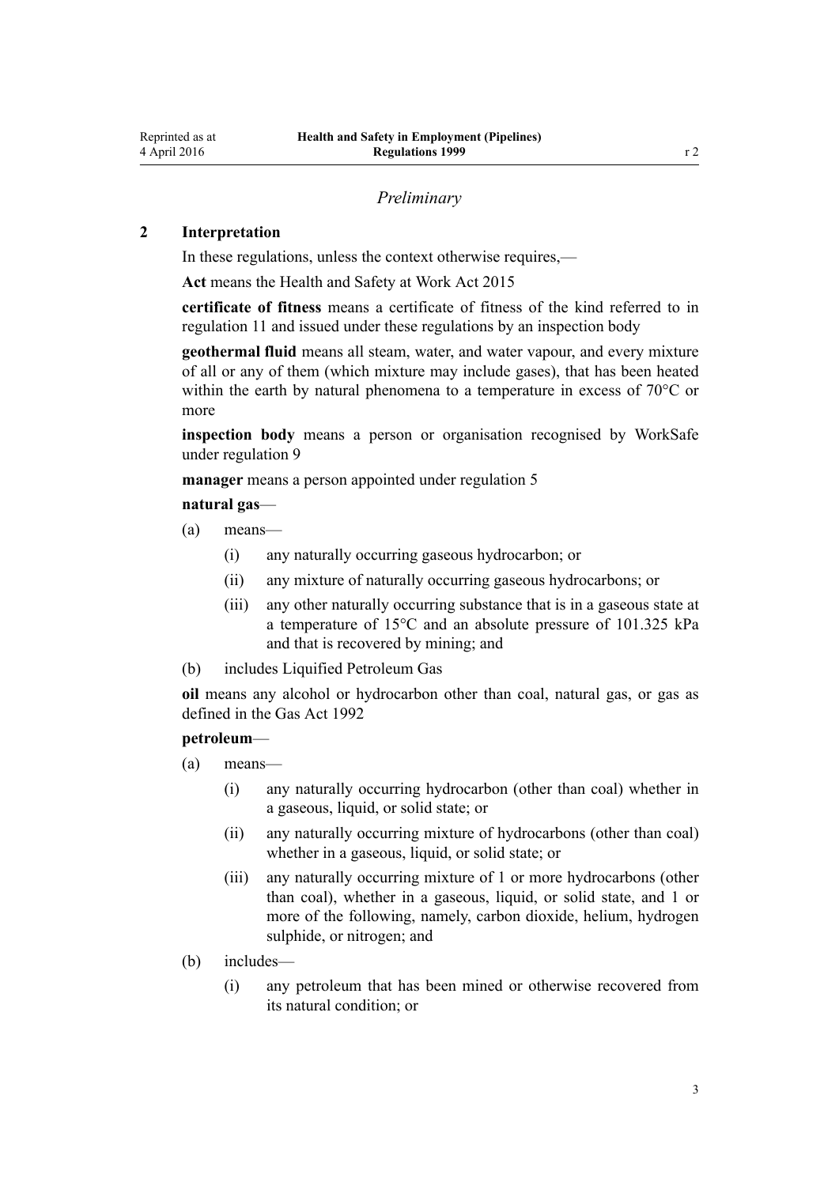## *Preliminary*

### 2 Interpretation

In these regulations, unless the context otherwise requires,—

**Act** means the Health and Safety at Work Act 2015

**certificate of fitness** means a certificate of fitness of the kind referred to in regulation 11 and issued under these regulations by an inspection body

**geothermal fluid** means all steam, water, and water vapour, and every mixture of all or any of them (which mixture may include gases), that has been heated within the earth by natural phenomena to a temperature in excess of 70°C or more

**inspection body** means a person or organisation recognised by WorkSafe under regulation 9

**manager** means a person appointed under regulation 5

**natural gas**—

(a) means—

  (i) any naturally occurring gaseous hydrocarbon; or

  (ii) any mixture of naturally occurring gaseous hydrocarbons; or

  (iii) any other naturally occurring substance that is in a gaseous state at a temperature of 15°C and an absolute pressure of 101.325 kPa and that is recovered by mining; and

(b) includes Liquified Petroleum Gas

**oil** means any alcohol or hydrocarbon other than coal, natural gas, or gas as defined in the Gas Act 1992

**petroleum**—

(a) means—

  (i) any naturally occurring hydrocarbon (other than coal) whether in a gaseous, liquid, or solid state; or

  (ii) any naturally occurring mixture of hydrocarbons (other than coal) whether in a gaseous, liquid, or solid state; or

  (iii) any naturally occurring mixture of 1 or more hydrocarbons (other than coal), whether in a gaseous, liquid, or solid state, and 1 or more of the following, namely, carbon dioxide, helium, hydrogen sulphide, or nitrogen; and

(b) includes—

  (i) any petroleum that has been mined or otherwise recovered from its natural condition; or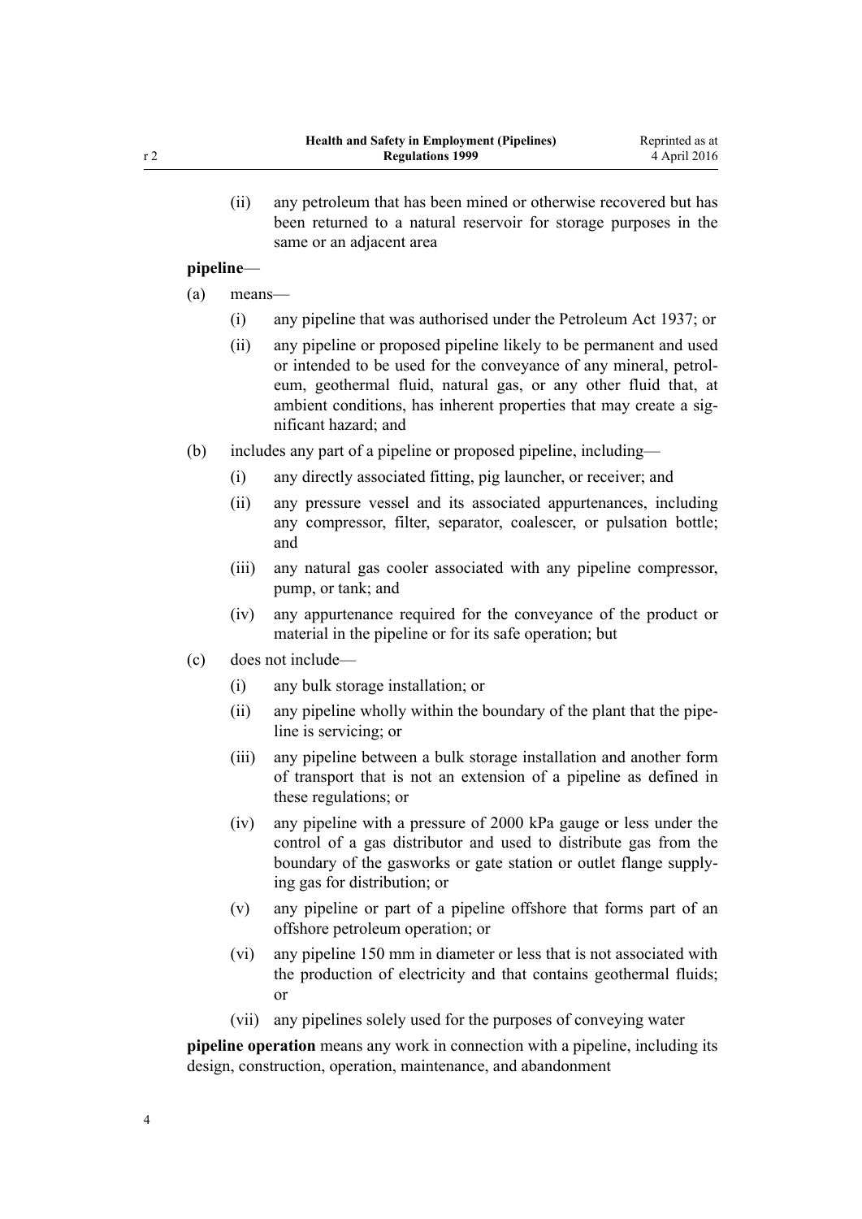(ii) any petroleum that has been mined or otherwise recovered but has been returned to a natural reservoir for storage purposes in the same or an adjacent area

**pipeline**—

(a) means—

(i) any pipeline that was authorised under the Petroleum Act 1937; or

(ii) any pipeline or proposed pipeline likely to be permanent and used or intended to be used for the conveyance of any mineral, petroleum, geothermal fluid, natural gas, or any other fluid that, at ambient conditions, has inherent properties that may create a significant hazard; and

(b) includes any part of a pipeline or proposed pipeline, including—

(i) any directly associated fitting, pig launcher, or receiver; and

(ii) any pressure vessel and its associated appurtenances, including any compressor, filter, separator, coalescer, or pulsation bottle; and

(iii) any natural gas cooler associated with any pipeline compressor, pump, or tank; and

(iv) any appurtenance required for the conveyance of the product or material in the pipeline or for its safe operation; but

(c) does not include—

(i) any bulk storage installation; or

(ii) any pipeline wholly within the boundary of the plant that the pipeline is servicing; or

(iii) any pipeline between a bulk storage installation and another form of transport that is not an extension of a pipeline as defined in these regulations; or

(iv) any pipeline with a pressure of 2000 kPa gauge or less under the control of a gas distributor and used to distribute gas from the boundary of the gasworks or gate station or outlet flange supplying gas for distribution; or

(v) any pipeline or part of a pipeline offshore that forms part of an offshore petroleum operation; or

(vi) any pipeline 150 mm in diameter or less that is not associated with the production of electricity and that contains geothermal fluids; or

(vii) any pipelines solely used for the purposes of conveying water

**pipeline operation** means any work in connection with a pipeline, including its design, construction, operation, maintenance, and abandonment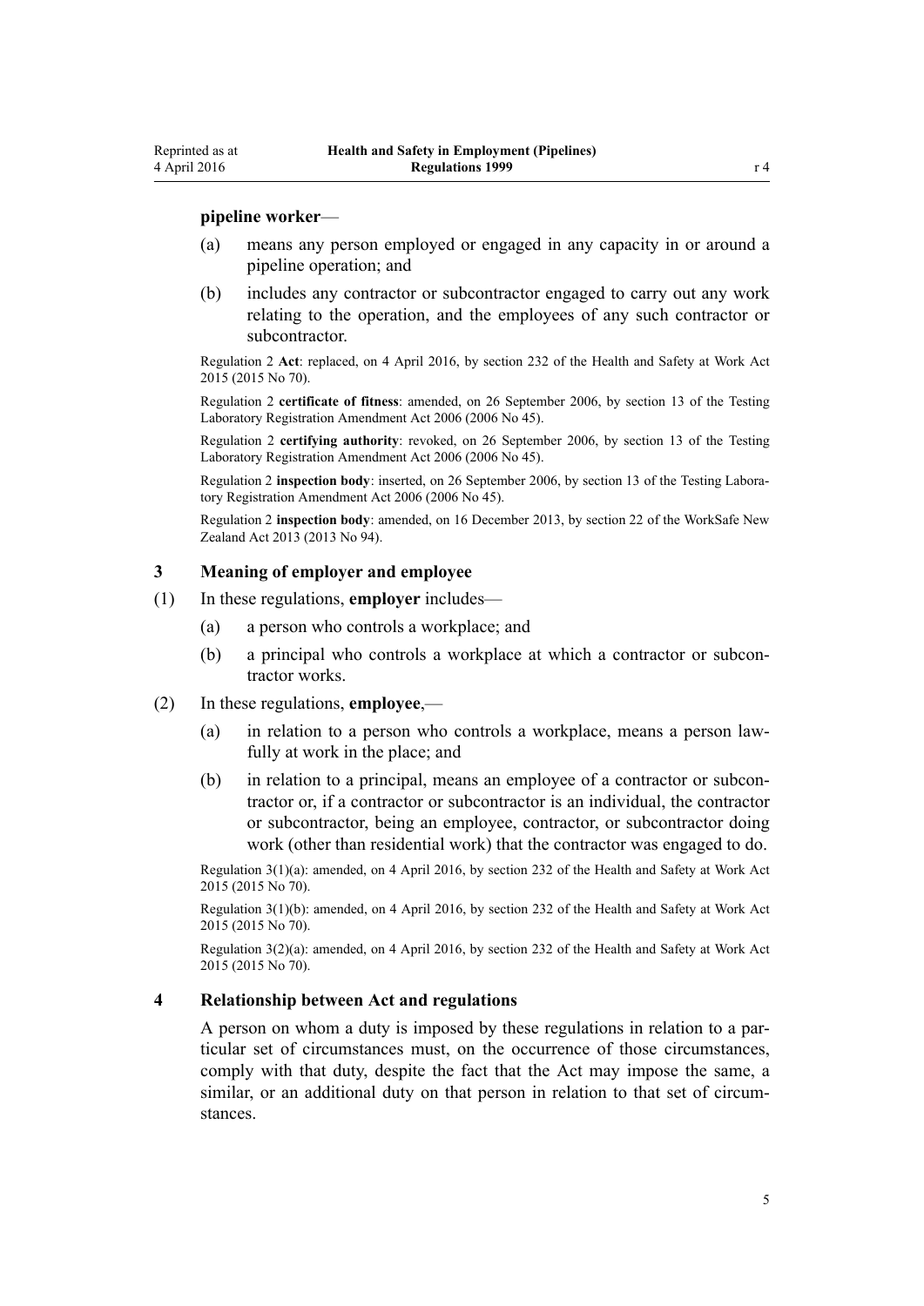**pipeline worker**—

(a) means any person employed or engaged in any capacity in or around a pipeline operation; and

(b) includes any contractor or subcontractor engaged to carry out any work relating to the operation, and the employees of any such contractor or subcontractor.

Regulation 2 **Act**: replaced, on 4 April 2016, by section 232 of the Health and Safety at Work Act 2015 (2015 No 70).

Regulation 2 **certificate of fitness**: amended, on 26 September 2006, by section 13 of the Testing Laboratory Registration Amendment Act 2006 (2006 No 45).

Regulation 2 **certifying authority**: revoked, on 26 September 2006, by section 13 of the Testing Laboratory Registration Amendment Act 2006 (2006 No 45).

Regulation 2 **inspection body**: inserted, on 26 September 2006, by section 13 of the Testing Laboratory Registration Amendment Act 2006 (2006 No 45).

Regulation 2 **inspection body**: amended, on 16 December 2013, by section 22 of the WorkSafe New Zealand Act 2013 (2013 No 94).

### 3 Meaning of employer and employee

(1) In these regulations, **employer** includes—

(a) a person who controls a workplace; and

(b) a principal who controls a workplace at which a contractor or subcontractor works.

(2) In these regulations, **employee**,—

(a) in relation to a person who controls a workplace, means a person lawfully at work in the place; and

(b) in relation to a principal, means an employee of a contractor or subcontractor or, if a contractor or subcontractor is an individual, the contractor or subcontractor, being an employee, contractor, or subcontractor doing work (other than residential work) that the contractor was engaged to do.

Regulation 3(1)(a): amended, on 4 April 2016, by section 232 of the Health and Safety at Work Act 2015 (2015 No 70).

Regulation 3(1)(b): amended, on 4 April 2016, by section 232 of the Health and Safety at Work Act 2015 (2015 No 70).

Regulation 3(2)(a): amended, on 4 April 2016, by section 232 of the Health and Safety at Work Act 2015 (2015 No 70).

### 4 Relationship between Act and regulations

A person on whom a duty is imposed by these regulations in relation to a particular set of circumstances must, on the occurrence of those circumstances, comply with that duty, despite the fact that the Act may impose the same, a similar, or an additional duty on that person in relation to that set of circumstances.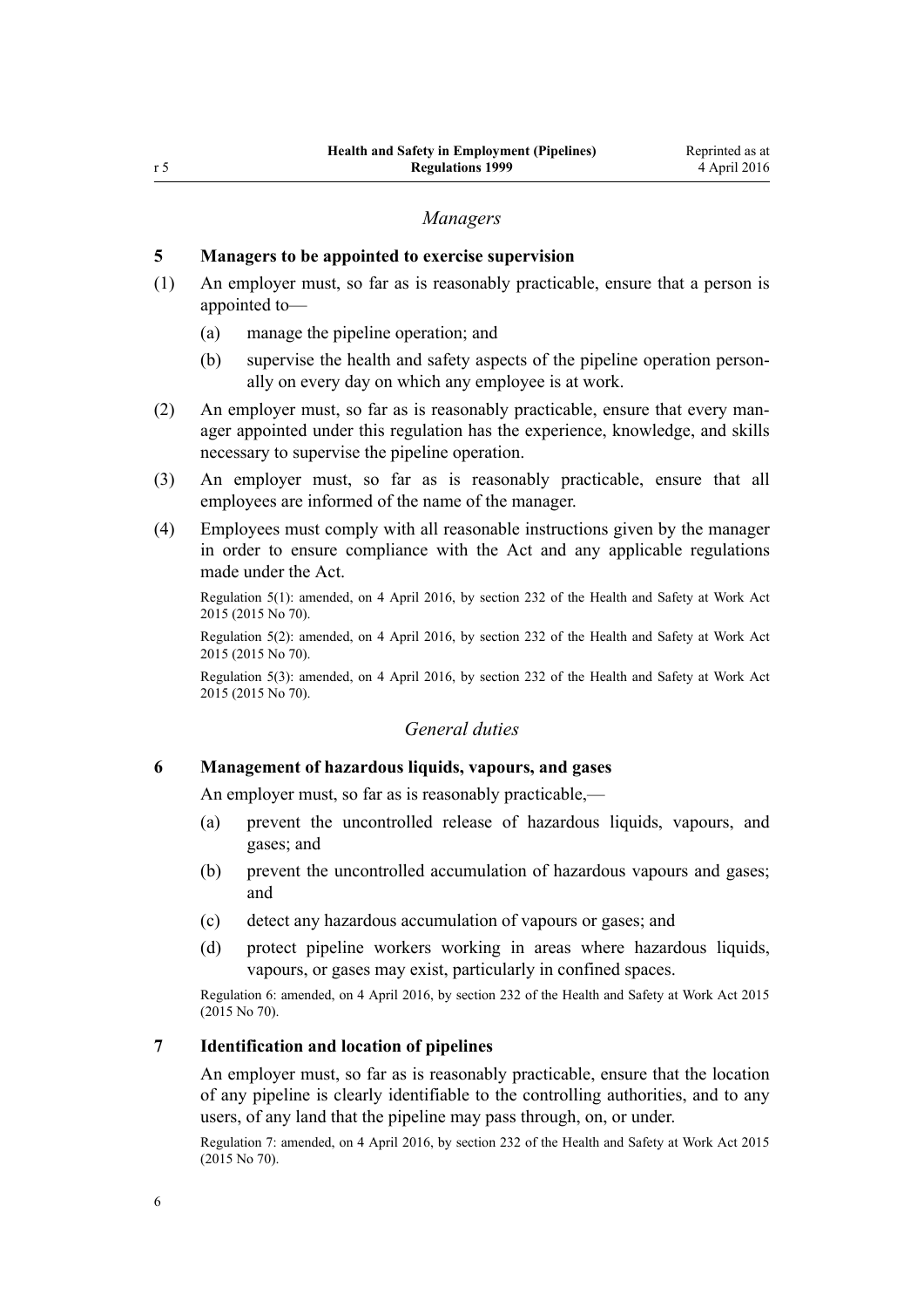*Managers*

### 5 Managers to be appointed to exercise supervision

(1) An employer must, so far as is reasonably practicable, ensure that a person is appointed to—

- (a) manage the pipeline operation; and
- (b) supervise the health and safety aspects of the pipeline operation personally on every day on which any employee is at work.

(2) An employer must, so far as is reasonably practicable, ensure that every manager appointed under this regulation has the experience, knowledge, and skills necessary to supervise the pipeline operation.

(3) An employer must, so far as is reasonably practicable, ensure that all employees are informed of the name of the manager.

(4) Employees must comply with all reasonable instructions given by the manager in order to ensure compliance with the Act and any applicable regulations made under the Act.

Regulation 5(1): amended, on 4 April 2016, by section 232 of the Health and Safety at Work Act 2015 (2015 No 70).

Regulation 5(2): amended, on 4 April 2016, by section 232 of the Health and Safety at Work Act 2015 (2015 No 70).

Regulation 5(3): amended, on 4 April 2016, by section 232 of the Health and Safety at Work Act 2015 (2015 No 70).

*General duties*

### 6 Management of hazardous liquids, vapours, and gases

An employer must, so far as is reasonably practicable,—

- (a) prevent the uncontrolled release of hazardous liquids, vapours, and gases; and
- (b) prevent the uncontrolled accumulation of hazardous vapours and gases; and
- (c) detect any hazardous accumulation of vapours or gases; and
- (d) protect pipeline workers working in areas where hazardous liquids, vapours, or gases may exist, particularly in confined spaces.

Regulation 6: amended, on 4 April 2016, by section 232 of the Health and Safety at Work Act 2015 (2015 No 70).

### 7 Identification and location of pipelines

An employer must, so far as is reasonably practicable, ensure that the location of any pipeline is clearly identifiable to the controlling authorities, and to any users, of any land that the pipeline may pass through, on, or under.

Regulation 7: amended, on 4 April 2016, by section 232 of the Health and Safety at Work Act 2015 (2015 No 70).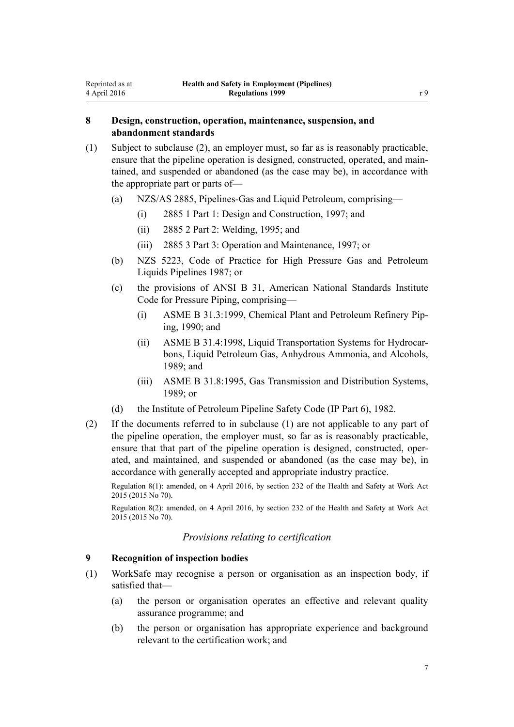### 8 Design, construction, operation, maintenance, suspension, and abandonment standards

(1) Subject to subclause (2), an employer must, so far as is reasonably practicable, ensure that the pipeline operation is designed, constructed, operated, and maintained, and suspended or abandoned (as the case may be), in accordance with the appropriate part or parts of—

- (a) NZS/AS 2885, Pipelines-Gas and Liquid Petroleum, comprising—
  - (i) 2885 1 Part 1: Design and Construction, 1997; and
  - (ii) 2885 2 Part 2: Welding, 1995; and
  - (iii) 2885 3 Part 3: Operation and Maintenance, 1997; or
- (b) NZS 5223, Code of Practice for High Pressure Gas and Petroleum Liquids Pipelines 1987; or
- (c) the provisions of ANSI B 31, American National Standards Institute Code for Pressure Piping, comprising—
  - (i) ASME B 31.3:1999, Chemical Plant and Petroleum Refinery Piping, 1990; and
  - (ii) ASME B 31.4:1998, Liquid Transportation Systems for Hydrocarbons, Liquid Petroleum Gas, Anhydrous Ammonia, and Alcohols, 1989; and
  - (iii) ASME B 31.8:1995, Gas Transmission and Distribution Systems, 1989; or
- (d) the Institute of Petroleum Pipeline Safety Code (IP Part 6), 1982.

(2) If the documents referred to in subclause (1) are not applicable to any part of the pipeline operation, the employer must, so far as is reasonably practicable, ensure that that part of the pipeline operation is designed, constructed, operated, and maintained, and suspended or abandoned (as the case may be), in accordance with generally accepted and appropriate industry practice.

Regulation 8(1): amended, on 4 April 2016, by section 232 of the Health and Safety at Work Act 2015 (2015 No 70).

Regulation 8(2): amended, on 4 April 2016, by section 232 of the Health and Safety at Work Act 2015 (2015 No 70).

*Provisions relating to certification*

### 9 Recognition of inspection bodies

(1) WorkSafe may recognise a person or organisation as an inspection body, if satisfied that—

- (a) the person or organisation operates an effective and relevant quality assurance programme; and
- (b) the person or organisation has appropriate experience and background relevant to the certification work; and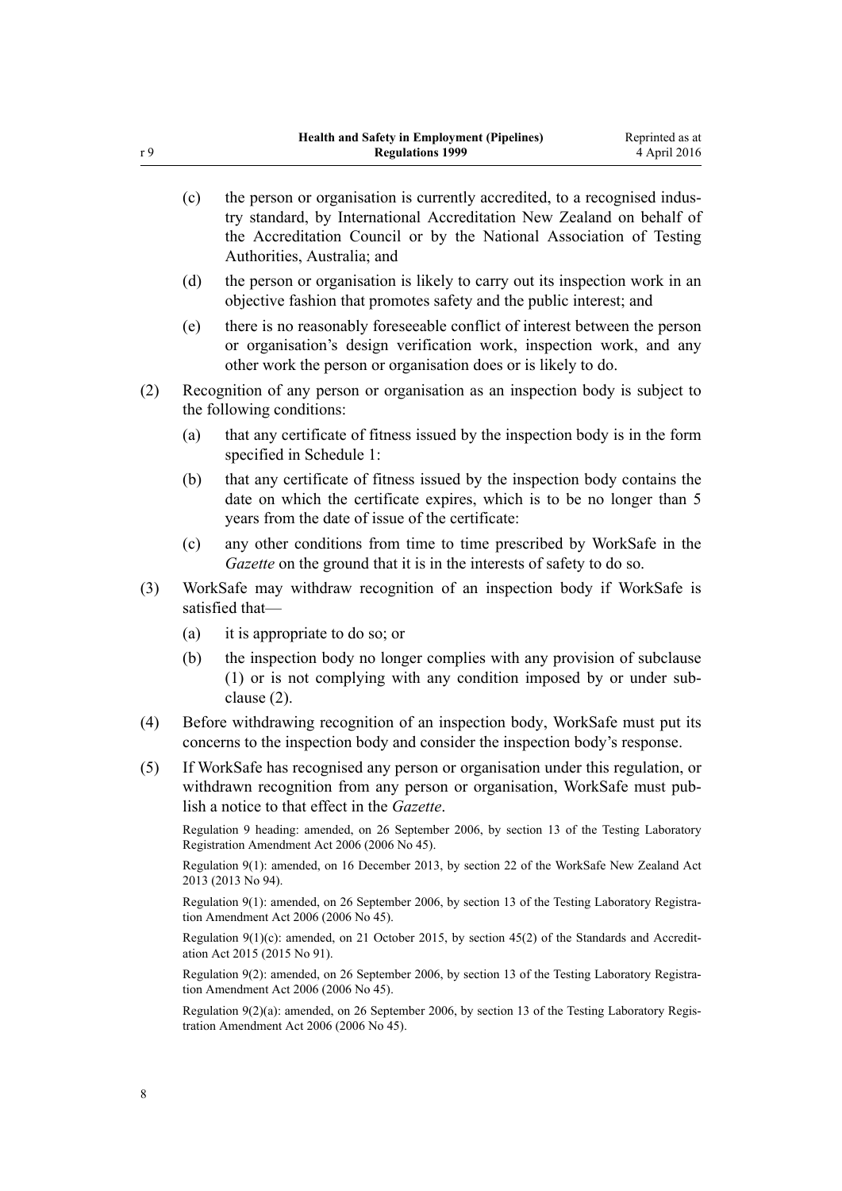(c) the person or organisation is currently accredited, to a recognised industry standard, by International Accreditation New Zealand on behalf of the Accreditation Council or by the National Association of Testing Authorities, Australia; and

(d) the person or organisation is likely to carry out its inspection work in an objective fashion that promotes safety and the public interest; and

(e) there is no reasonably foreseeable conflict of interest between the person or organisation's design verification work, inspection work, and any other work the person or organisation does or is likely to do.

(2) Recognition of any person or organisation as an inspection body is subject to the following conditions:

(a) that any certificate of fitness issued by the inspection body is in the form specified in Schedule 1:

(b) that any certificate of fitness issued by the inspection body contains the date on which the certificate expires, which is to be no longer than 5 years from the date of issue of the certificate:

(c) any other conditions from time to time prescribed by WorkSafe in the *Gazette* on the ground that it is in the interests of safety to do so.

(3) WorkSafe may withdraw recognition of an inspection body if WorkSafe is satisfied that—

(a) it is appropriate to do so; or

(b) the inspection body no longer complies with any provision of subclause (1) or is not complying with any condition imposed by or under subclause (2).

(4) Before withdrawing recognition of an inspection body, WorkSafe must put its concerns to the inspection body and consider the inspection body's response.

(5) If WorkSafe has recognised any person or organisation under this regulation, or withdrawn recognition from any person or organisation, WorkSafe must publish a notice to that effect in the *Gazette*.

Regulation 9 heading: amended, on 26 September 2006, by section 13 of the Testing Laboratory Registration Amendment Act 2006 (2006 No 45).

Regulation 9(1): amended, on 16 December 2013, by section 22 of the WorkSafe New Zealand Act 2013 (2013 No 94).

Regulation 9(1): amended, on 26 September 2006, by section 13 of the Testing Laboratory Registration Amendment Act 2006 (2006 No 45).

Regulation 9(1)(c): amended, on 21 October 2015, by section 45(2) of the Standards and Accreditation Act 2015 (2015 No 91).

Regulation 9(2): amended, on 26 September 2006, by section 13 of the Testing Laboratory Registration Amendment Act 2006 (2006 No 45).

Regulation 9(2)(a): amended, on 26 September 2006, by section 13 of the Testing Laboratory Registration Amendment Act 2006 (2006 No 45).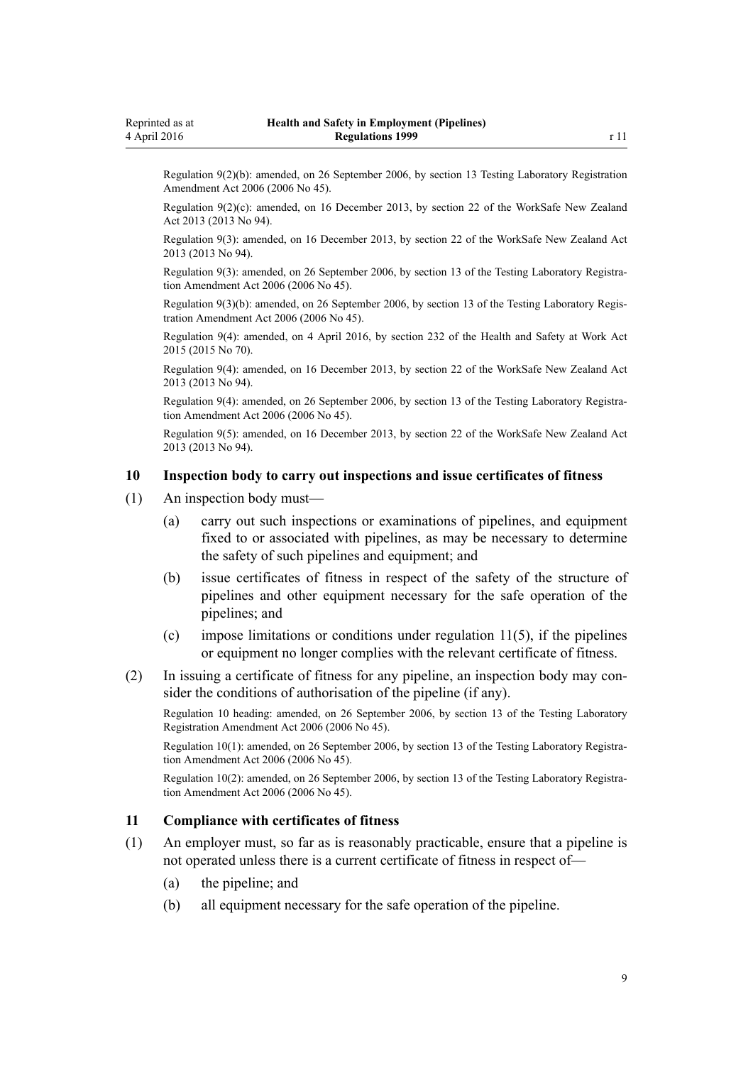Regulation 9(2)(b): amended, on 26 September 2006, by section 13 Testing Laboratory Registration Amendment Act 2006 (2006 No 45).

Regulation 9(2)(c): amended, on 16 December 2013, by section 22 of the WorkSafe New Zealand Act 2013 (2013 No 94).

Regulation 9(3): amended, on 16 December 2013, by section 22 of the WorkSafe New Zealand Act 2013 (2013 No 94).

Regulation 9(3): amended, on 26 September 2006, by section 13 of the Testing Laboratory Registration Amendment Act 2006 (2006 No 45).

Regulation 9(3)(b): amended, on 26 September 2006, by section 13 of the Testing Laboratory Registration Amendment Act 2006 (2006 No 45).

Regulation 9(4): amended, on 4 April 2016, by section 232 of the Health and Safety at Work Act 2015 (2015 No 70).

Regulation 9(4): amended, on 16 December 2013, by section 22 of the WorkSafe New Zealand Act 2013 (2013 No 94).

Regulation 9(4): amended, on 26 September 2006, by section 13 of the Testing Laboratory Registration Amendment Act 2006 (2006 No 45).

Regulation 9(5): amended, on 16 December 2013, by section 22 of the WorkSafe New Zealand Act 2013 (2013 No 94).

### 10 Inspection body to carry out inspections and issue certificates of fitness

(1) An inspection body must—

(a) carry out such inspections or examinations of pipelines, and equipment fixed to or associated with pipelines, as may be necessary to determine the safety of such pipelines and equipment; and

(b) issue certificates of fitness in respect of the safety of the structure of pipelines and other equipment necessary for the safe operation of the pipelines; and

(c) impose limitations or conditions under regulation 11(5), if the pipelines or equipment no longer complies with the relevant certificate of fitness.

(2) In issuing a certificate of fitness for any pipeline, an inspection body may consider the conditions of authorisation of the pipeline (if any).

Regulation 10 heading: amended, on 26 September 2006, by section 13 of the Testing Laboratory Registration Amendment Act 2006 (2006 No 45).

Regulation 10(1): amended, on 26 September 2006, by section 13 of the Testing Laboratory Registration Amendment Act 2006 (2006 No 45).

Regulation 10(2): amended, on 26 September 2006, by section 13 of the Testing Laboratory Registration Amendment Act 2006 (2006 No 45).

### 11 Compliance with certificates of fitness

(1) An employer must, so far as is reasonably practicable, ensure that a pipeline is not operated unless there is a current certificate of fitness in respect of—

(a) the pipeline; and

(b) all equipment necessary for the safe operation of the pipeline.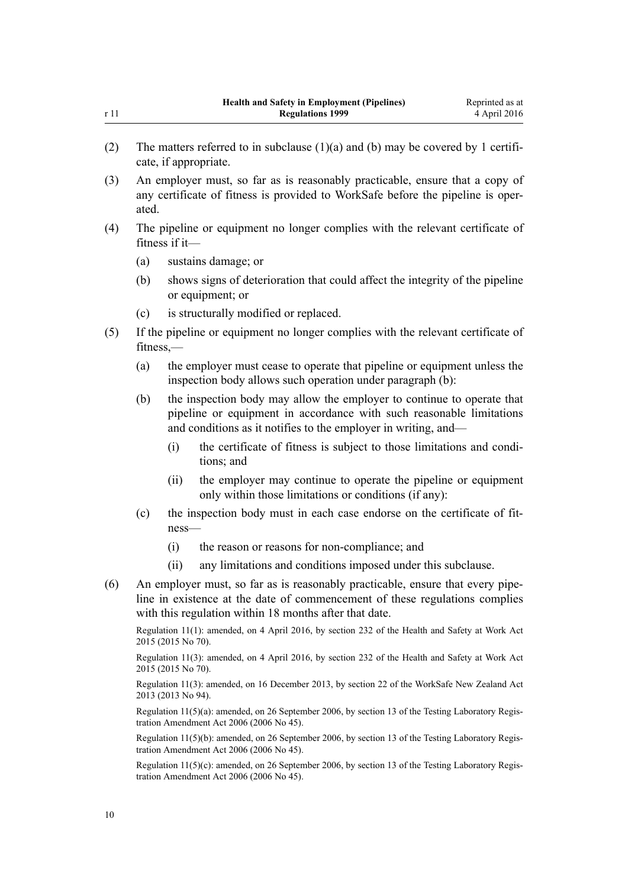(2) The matters referred to in subclause (1)(a) and (b) may be covered by 1 certificate, if appropriate.

(3) An employer must, so far as is reasonably practicable, ensure that a copy of any certificate of fitness is provided to WorkSafe before the pipeline is operated.

(4) The pipeline or equipment no longer complies with the relevant certificate of fitness if it—

  (a) sustains damage; or

  (b) shows signs of deterioration that could affect the integrity of the pipeline or equipment; or

  (c) is structurally modified or replaced.

(5) If the pipeline or equipment no longer complies with the relevant certificate of fitness,—

  (a) the employer must cease to operate that pipeline or equipment unless the inspection body allows such operation under paragraph (b):

  (b) the inspection body may allow the employer to continue to operate that pipeline or equipment in accordance with such reasonable limitations and conditions as it notifies to the employer in writing, and—

    (i) the certificate of fitness is subject to those limitations and conditions; and

    (ii) the employer may continue to operate the pipeline or equipment only within those limitations or conditions (if any):

  (c) the inspection body must in each case endorse on the certificate of fitness—

    (i) the reason or reasons for non-compliance; and

    (ii) any limitations and conditions imposed under this subclause.

(6) An employer must, so far as is reasonably practicable, ensure that every pipeline in existence at the date of commencement of these regulations complies with this regulation within 18 months after that date.

Regulation 11(1): amended, on 4 April 2016, by section 232 of the Health and Safety at Work Act 2015 (2015 No 70).

Regulation 11(3): amended, on 4 April 2016, by section 232 of the Health and Safety at Work Act 2015 (2015 No 70).

Regulation 11(3): amended, on 16 December 2013, by section 22 of the WorkSafe New Zealand Act 2013 (2013 No 94).

Regulation 11(5)(a): amended, on 26 September 2006, by section 13 of the Testing Laboratory Registration Amendment Act 2006 (2006 No 45).

Regulation 11(5)(b): amended, on 26 September 2006, by section 13 of the Testing Laboratory Registration Amendment Act 2006 (2006 No 45).

Regulation 11(5)(c): amended, on 26 September 2006, by section 13 of the Testing Laboratory Registration Amendment Act 2006 (2006 No 45).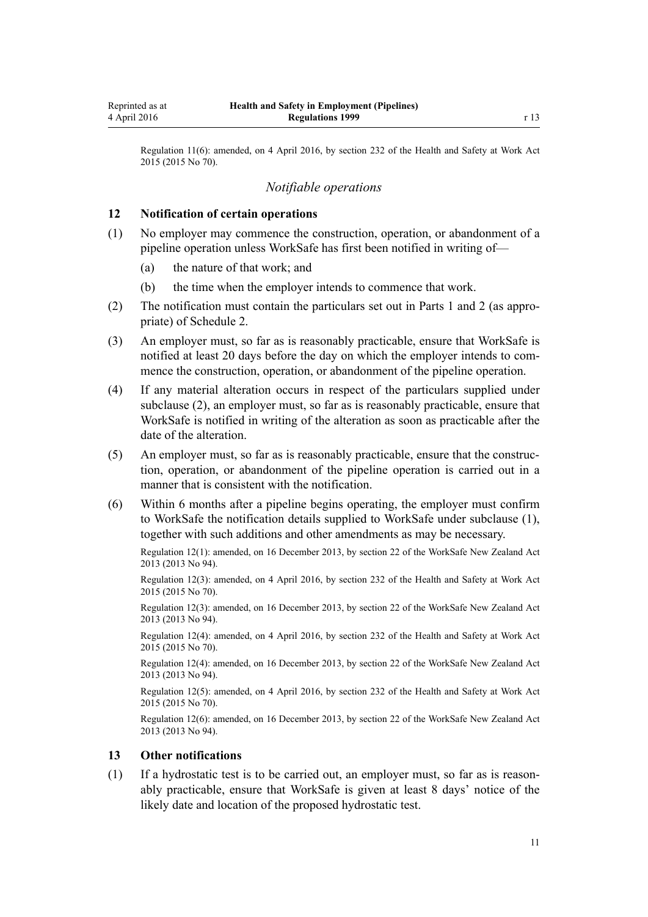Regulation 11(6): amended, on 4 April 2016, by section 232 of the Health and Safety at Work Act 2015 (2015 No 70).

### *Notifiable operations*

### 12 Notification of certain operations

(1) No employer may commence the construction, operation, or abandonment of a pipeline operation unless WorkSafe has first been notified in writing of—

  (a) the nature of that work; and

  (b) the time when the employer intends to commence that work.

(2) The notification must contain the particulars set out in Parts 1 and 2 (as appropriate) of Schedule 2.

(3) An employer must, so far as is reasonably practicable, ensure that WorkSafe is notified at least 20 days before the day on which the employer intends to commence the construction, operation, or abandonment of the pipeline operation.

(4) If any material alteration occurs in respect of the particulars supplied under subclause (2), an employer must, so far as is reasonably practicable, ensure that WorkSafe is notified in writing of the alteration as soon as practicable after the date of the alteration.

(5) An employer must, so far as is reasonably practicable, ensure that the construction, operation, or abandonment of the pipeline operation is carried out in a manner that is consistent with the notification.

(6) Within 6 months after a pipeline begins operating, the employer must confirm to WorkSafe the notification details supplied to WorkSafe under subclause (1), together with such additions and other amendments as may be necessary.

Regulation 12(1): amended, on 16 December 2013, by section 22 of the WorkSafe New Zealand Act 2013 (2013 No 94).

Regulation 12(3): amended, on 4 April 2016, by section 232 of the Health and Safety at Work Act 2015 (2015 No 70).

Regulation 12(3): amended, on 16 December 2013, by section 22 of the WorkSafe New Zealand Act 2013 (2013 No 94).

Regulation 12(4): amended, on 4 April 2016, by section 232 of the Health and Safety at Work Act 2015 (2015 No 70).

Regulation 12(4): amended, on 16 December 2013, by section 22 of the WorkSafe New Zealand Act 2013 (2013 No 94).

Regulation 12(5): amended, on 4 April 2016, by section 232 of the Health and Safety at Work Act 2015 (2015 No 70).

Regulation 12(6): amended, on 16 December 2013, by section 22 of the WorkSafe New Zealand Act 2013 (2013 No 94).

### 13 Other notifications

(1) If a hydrostatic test is to be carried out, an employer must, so far as is reasonably practicable, ensure that WorkSafe is given at least 8 days' notice of the likely date and location of the proposed hydrostatic test.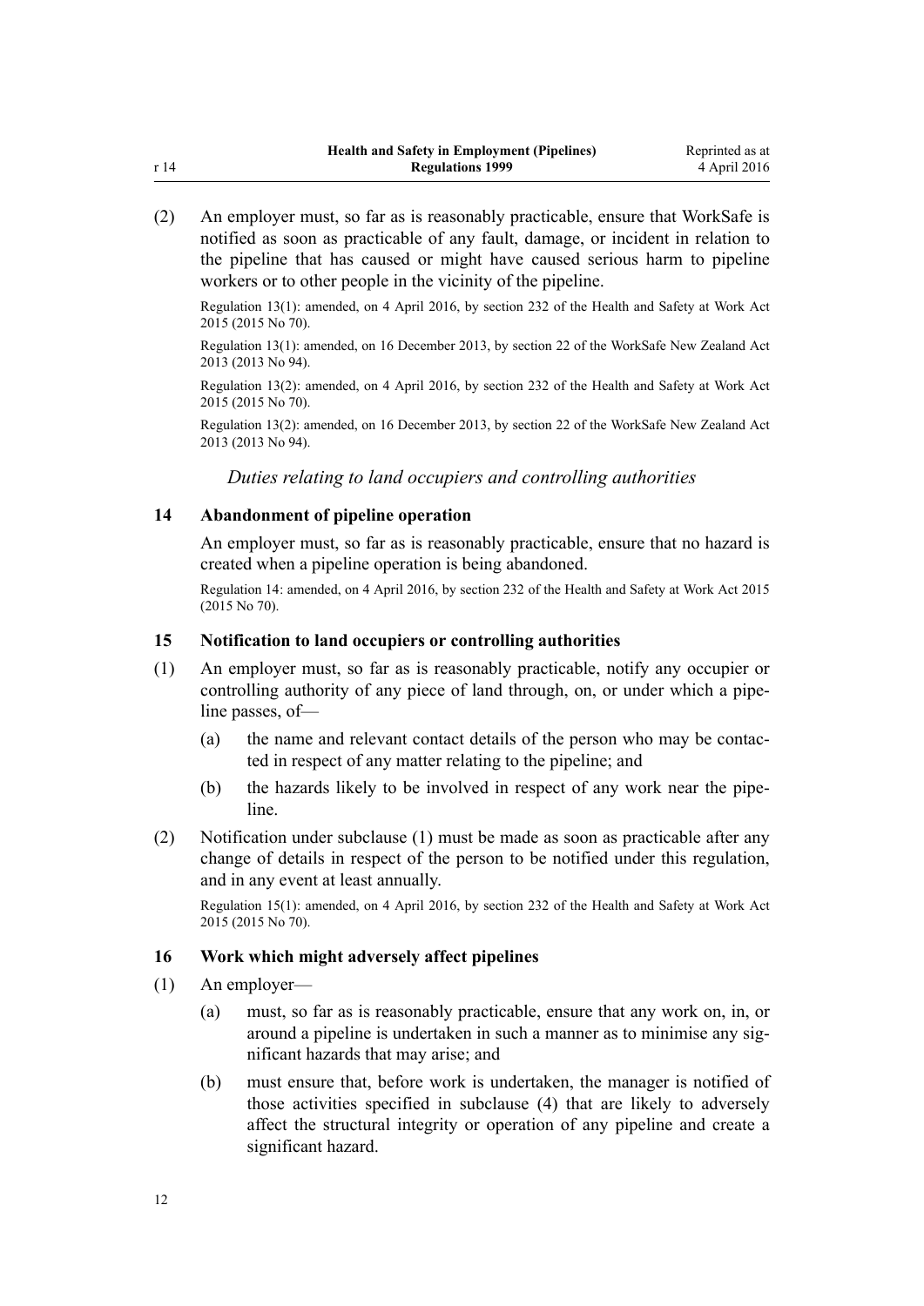(2) An employer must, so far as is reasonably practicable, ensure that WorkSafe is notified as soon as practicable of any fault, damage, or incident in relation to the pipeline that has caused or might have caused serious harm to pipeline workers or to other people in the vicinity of the pipeline.

Regulation 13(1): amended, on 4 April 2016, by section 232 of the Health and Safety at Work Act 2015 (2015 No 70).

Regulation 13(1): amended, on 16 December 2013, by section 22 of the WorkSafe New Zealand Act 2013 (2013 No 94).

Regulation 13(2): amended, on 4 April 2016, by section 232 of the Health and Safety at Work Act 2015 (2015 No 70).

Regulation 13(2): amended, on 16 December 2013, by section 22 of the WorkSafe New Zealand Act 2013 (2013 No 94).

*Duties relating to land occupiers and controlling authorities*

### 14 Abandonment of pipeline operation

An employer must, so far as is reasonably practicable, ensure that no hazard is created when a pipeline operation is being abandoned.

Regulation 14: amended, on 4 April 2016, by section 232 of the Health and Safety at Work Act 2015 (2015 No 70).

### 15 Notification to land occupiers or controlling authorities

(1) An employer must, so far as is reasonably practicable, notify any occupier or controlling authority of any piece of land through, on, or under which a pipeline passes, of—

- (a) the name and relevant contact details of the person who may be contacted in respect of any matter relating to the pipeline; and
- (b) the hazards likely to be involved in respect of any work near the pipeline.

(2) Notification under subclause (1) must be made as soon as practicable after any change of details in respect of the person to be notified under this regulation, and in any event at least annually.

Regulation 15(1): amended, on 4 April 2016, by section 232 of the Health and Safety at Work Act 2015 (2015 No 70).

### 16 Work which might adversely affect pipelines

(1) An employer—

- (a) must, so far as is reasonably practicable, ensure that any work on, in, or around a pipeline is undertaken in such a manner as to minimise any significant hazards that may arise; and
- (b) must ensure that, before work is undertaken, the manager is notified of those activities specified in subclause (4) that are likely to adversely affect the structural integrity or operation of any pipeline and create a significant hazard.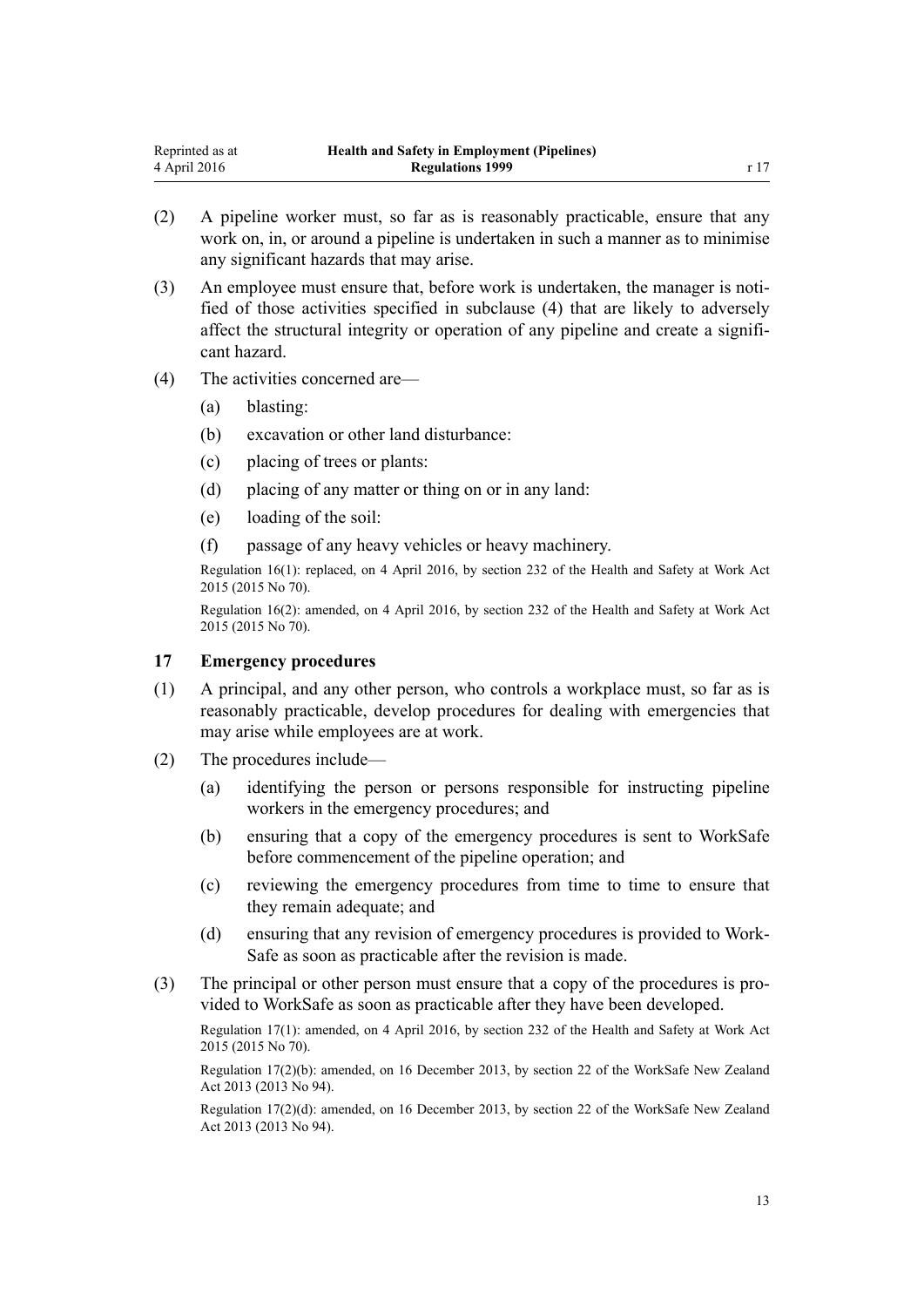(2) A pipeline worker must, so far as is reasonably practicable, ensure that any work on, in, or around a pipeline is undertaken in such a manner as to minimise any significant hazards that may arise.

(3) An employee must ensure that, before work is undertaken, the manager is notified of those activities specified in subclause (4) that are likely to adversely affect the structural integrity or operation of any pipeline and create a significant hazard.

(4) The activities concerned are—

  (a) blasting:

  (b) excavation or other land disturbance:

  (c) placing of trees or plants:

  (d) placing of any matter or thing on or in any land:

  (e) loading of the soil:

  (f) passage of any heavy vehicles or heavy machinery.

Regulation 16(1): replaced, on 4 April 2016, by section 232 of the Health and Safety at Work Act 2015 (2015 No 70).

Regulation 16(2): amended, on 4 April 2016, by section 232 of the Health and Safety at Work Act 2015 (2015 No 70).

### 17 Emergency procedures

(1) A principal, and any other person, who controls a workplace must, so far as is reasonably practicable, develop procedures for dealing with emergencies that may arise while employees are at work.

(2) The procedures include—

  (a) identifying the person or persons responsible for instructing pipeline workers in the emergency procedures; and

  (b) ensuring that a copy of the emergency procedures is sent to WorkSafe before commencement of the pipeline operation; and

  (c) reviewing the emergency procedures from time to time to ensure that they remain adequate; and

  (d) ensuring that any revision of emergency procedures is provided to WorkSafe as soon as practicable after the revision is made.

(3) The principal or other person must ensure that a copy of the procedures is provided to WorkSafe as soon as practicable after they have been developed.

Regulation 17(1): amended, on 4 April 2016, by section 232 of the Health and Safety at Work Act 2015 (2015 No 70).

Regulation 17(2)(b): amended, on 16 December 2013, by section 22 of the WorkSafe New Zealand Act 2013 (2013 No 94).

Regulation 17(2)(d): amended, on 16 December 2013, by section 22 of the WorkSafe New Zealand Act 2013 (2013 No 94).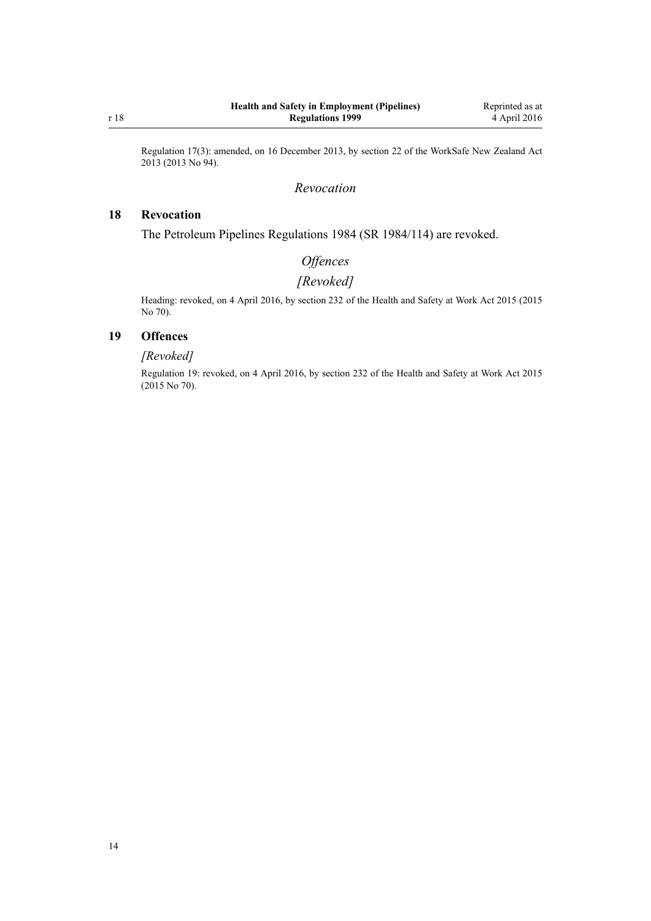Regulation 17(3): amended, on 16 December 2013, by section 22 of the WorkSafe New Zealand Act 2013 (2013 No 94).

*Revocation*

## 18 Revocation

The Petroleum Pipelines Regulations 1984 (SR 1984/114) are revoked.

*Offences*

*[Revoked]*

Heading: revoked, on 4 April 2016, by section 232 of the Health and Safety at Work Act 2015 (2015 No 70).

## 19 Offences

*[Revoked]*

Regulation 19: revoked, on 4 April 2016, by section 232 of the Health and Safety at Work Act 2015 (2015 No 70).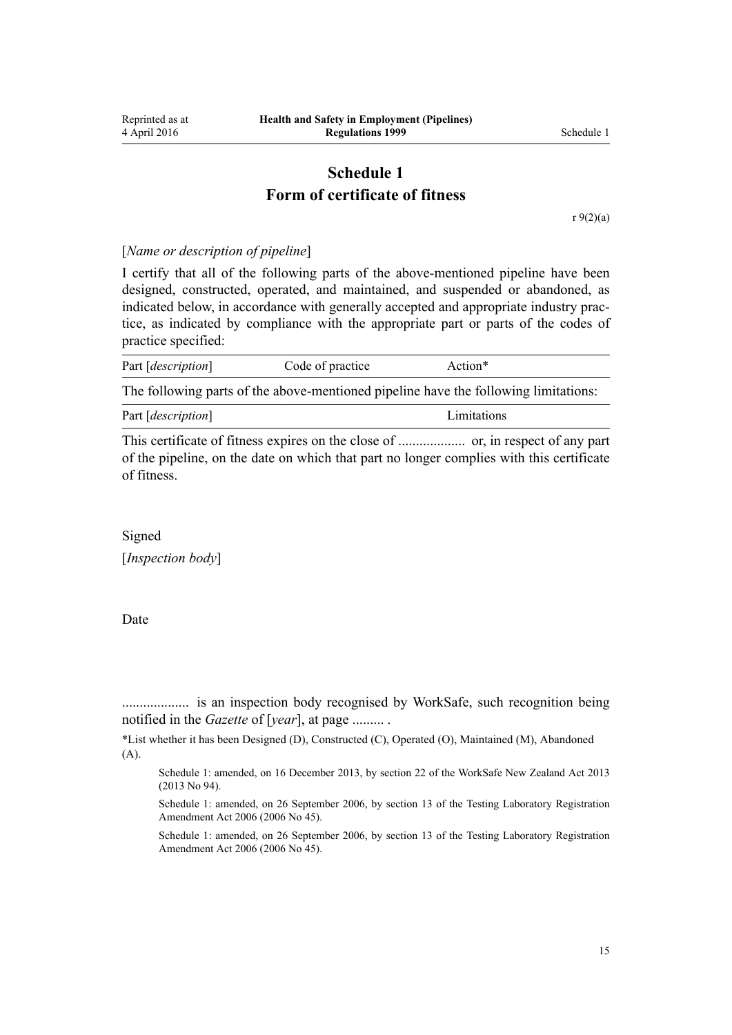# Schedule 1
## Form of certificate of fitness

r 9(2)(a)

[*Name or description of pipeline*]

I certify that all of the following parts of the above-mentioned pipeline have been designed, constructed, operated, and maintained, and suspended or abandoned, as indicated below, in accordance with generally accepted and appropriate industry practice, as indicated by compliance with the appropriate part or parts of the codes of practice specified:

| Part [*description*] | Code of practice | Action* |
| --- | --- | --- |

The following parts of the above-mentioned pipeline have the following limitations:

| Part [*description*] | Limitations |
| --- | --- |

This certificate of fitness expires on the close of ................... or, in respect of any part of the pipeline, on the date on which that part no longer complies with this certificate of fitness.

Signed

[*Inspection body*]

Date

................... is an inspection body recognised by WorkSafe, such recognition being notified in the *Gazette* of [*year*], at page ......... .

*List whether it has been Designed (D), Constructed (C), Operated (O), Maintained (M), Abandoned (A).

Schedule 1: amended, on 16 December 2013, by section 22 of the WorkSafe New Zealand Act 2013 (2013 No 94).

Schedule 1: amended, on 26 September 2006, by section 13 of the Testing Laboratory Registration Amendment Act 2006 (2006 No 45).

Schedule 1: amended, on 26 September 2006, by section 13 of the Testing Laboratory Registration Amendment Act 2006 (2006 No 45).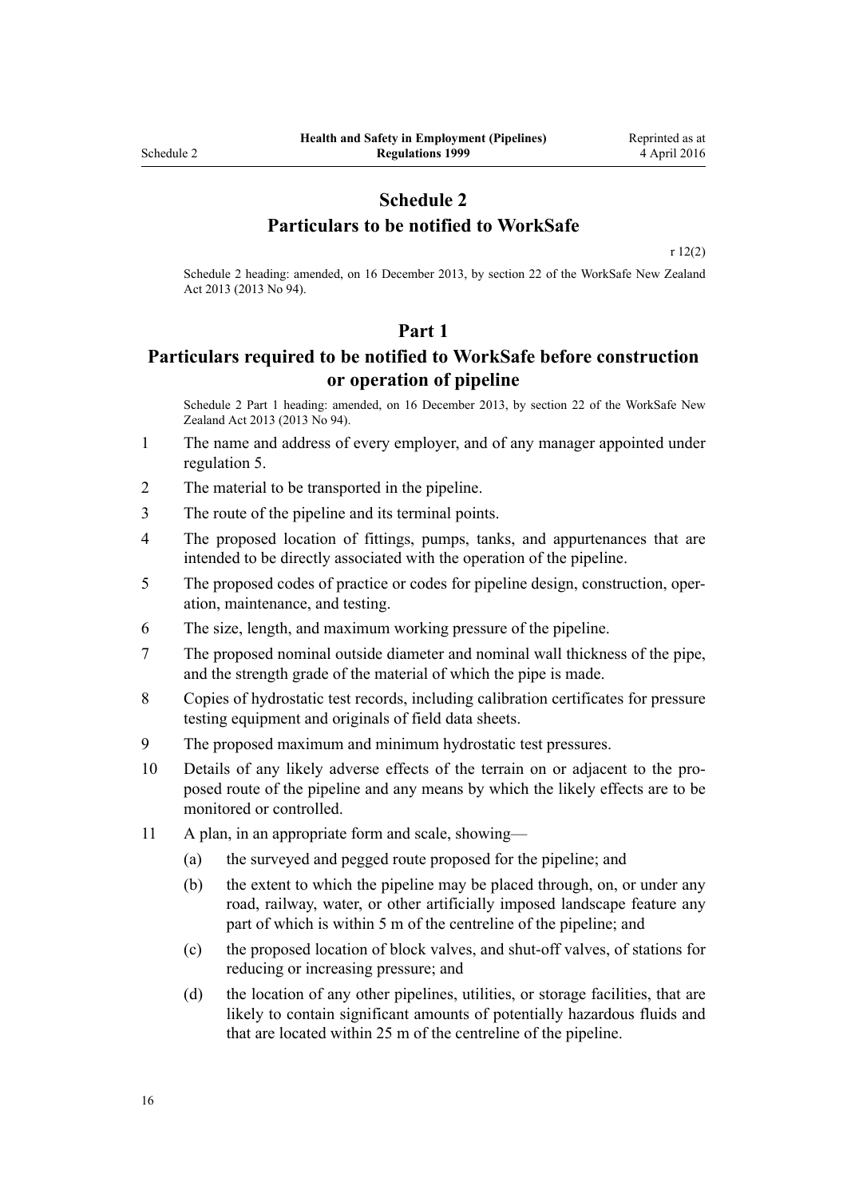# Schedule 2
# Particulars to be notified to WorkSafe

r 12(2)

Schedule 2 heading: amended, on 16 December 2013, by section 22 of the WorkSafe New Zealand Act 2013 (2013 No 94).

## Part 1
## Particulars required to be notified to WorkSafe before construction or operation of pipeline

Schedule 2 Part 1 heading: amended, on 16 December 2013, by section 22 of the WorkSafe New Zealand Act 2013 (2013 No 94).

1 The name and address of every employer, and of any manager appointed under regulation 5.

2 The material to be transported in the pipeline.

3 The route of the pipeline and its terminal points.

4 The proposed location of fittings, pumps, tanks, and appurtenances that are intended to be directly associated with the operation of the pipeline.

5 The proposed codes of practice or codes for pipeline design, construction, operation, maintenance, and testing.

6 The size, length, and maximum working pressure of the pipeline.

7 The proposed nominal outside diameter and nominal wall thickness of the pipe, and the strength grade of the material of which the pipe is made.

8 Copies of hydrostatic test records, including calibration certificates for pressure testing equipment and originals of field data sheets.

9 The proposed maximum and minimum hydrostatic test pressures.

10 Details of any likely adverse effects of the terrain on or adjacent to the proposed route of the pipeline and any means by which the likely effects are to be monitored or controlled.

11 A plan, in an appropriate form and scale, showing—

(a) the surveyed and pegged route proposed for the pipeline; and

(b) the extent to which the pipeline may be placed through, on, or under any road, railway, water, or other artificially imposed landscape feature any part of which is within 5 m of the centreline of the pipeline; and

(c) the proposed location of block valves, and shut-off valves, of stations for reducing or increasing pressure; and

(d) the location of any other pipelines, utilities, or storage facilities, that are likely to contain significant amounts of potentially hazardous fluids and that are located within 25 m of the centreline of the pipeline.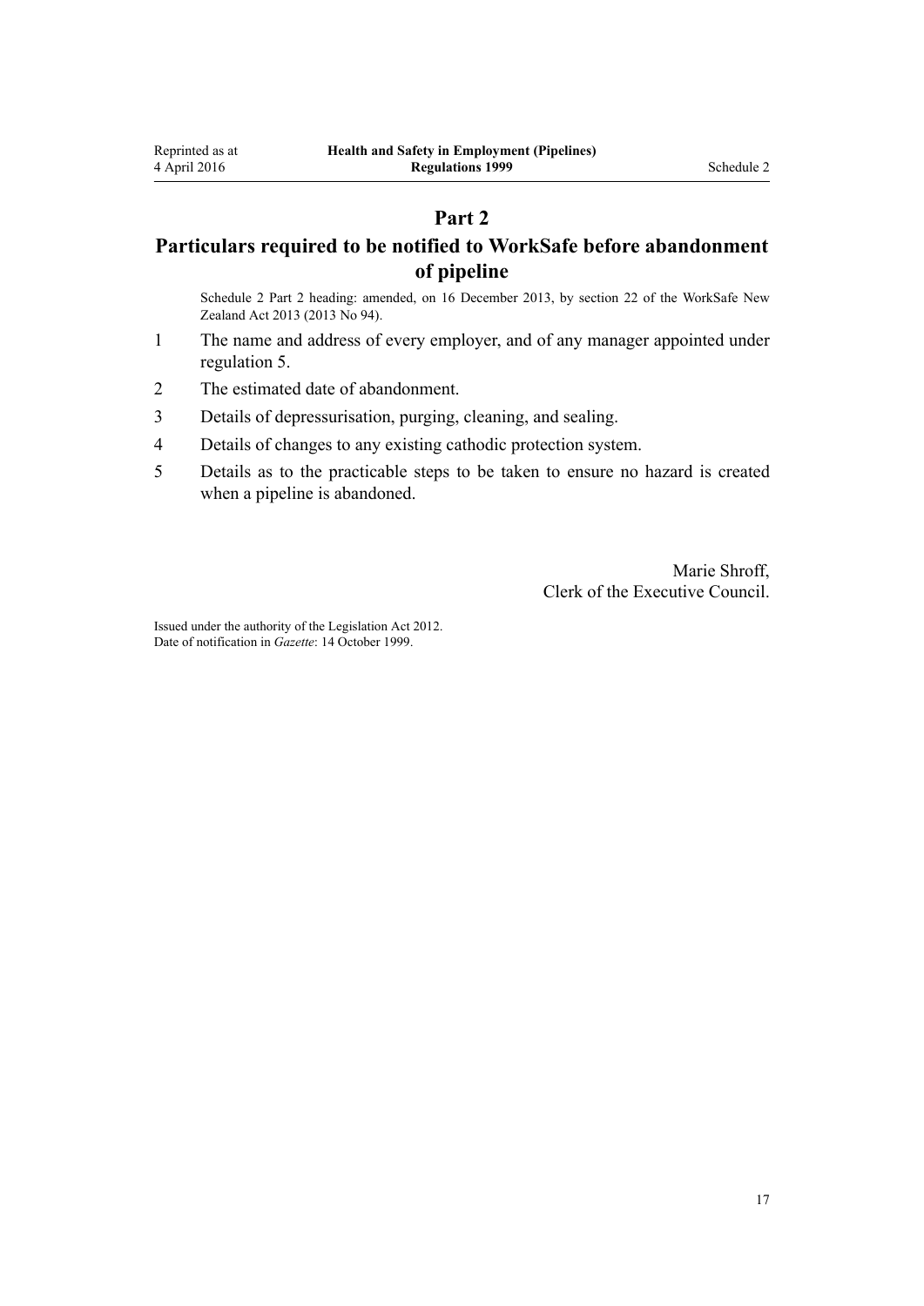## Part 2

## Particulars required to be notified to WorkSafe before abandonment of pipeline

Schedule 2 Part 2 heading: amended, on 16 December 2013, by section 22 of the WorkSafe New Zealand Act 2013 (2013 No 94).

1 The name and address of every employer, and of any manager appointed under regulation 5.

2 The estimated date of abandonment.

3 Details of depressurisation, purging, cleaning, and sealing.

4 Details of changes to any existing cathodic protection system.

5 Details as to the practicable steps to be taken to ensure no hazard is created when a pipeline is abandoned.

Marie Shroff,
Clerk of the Executive Council.

Issued under the authority of the Legislation Act 2012.
Date of notification in *Gazette*: 14 October 1999.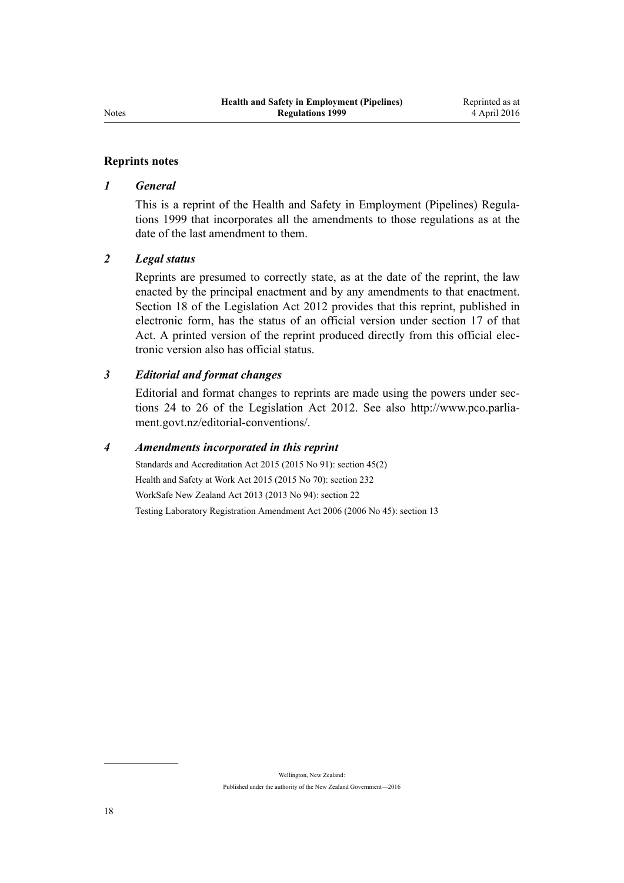## Reprints notes

### *1 General*

This is a reprint of the Health and Safety in Employment (Pipelines) Regulations 1999 that incorporates all the amendments to those regulations as at the date of the last amendment to them.

### *2 Legal status*

Reprints are presumed to correctly state, as at the date of the reprint, the law enacted by the principal enactment and by any amendments to that enactment. Section 18 of the Legislation Act 2012 provides that this reprint, published in electronic form, has the status of an official version under section 17 of that Act. A printed version of the reprint produced directly from this official electronic version also has official status.

### *3 Editorial and format changes*

Editorial and format changes to reprints are made using the powers under sections 24 to 26 of the Legislation Act 2012. See also http://www.pco.parliament.govt.nz/editorial-conventions/.

### *4 Amendments incorporated in this reprint*

Standards and Accreditation Act 2015 (2015 No 91): section 45(2)

Health and Safety at Work Act 2015 (2015 No 70): section 232

WorkSafe New Zealand Act 2013 (2013 No 94): section 22

Testing Laboratory Registration Amendment Act 2006 (2006 No 45): section 13

Wellington, New Zealand:

Published under the authority of the New Zealand Government—2016